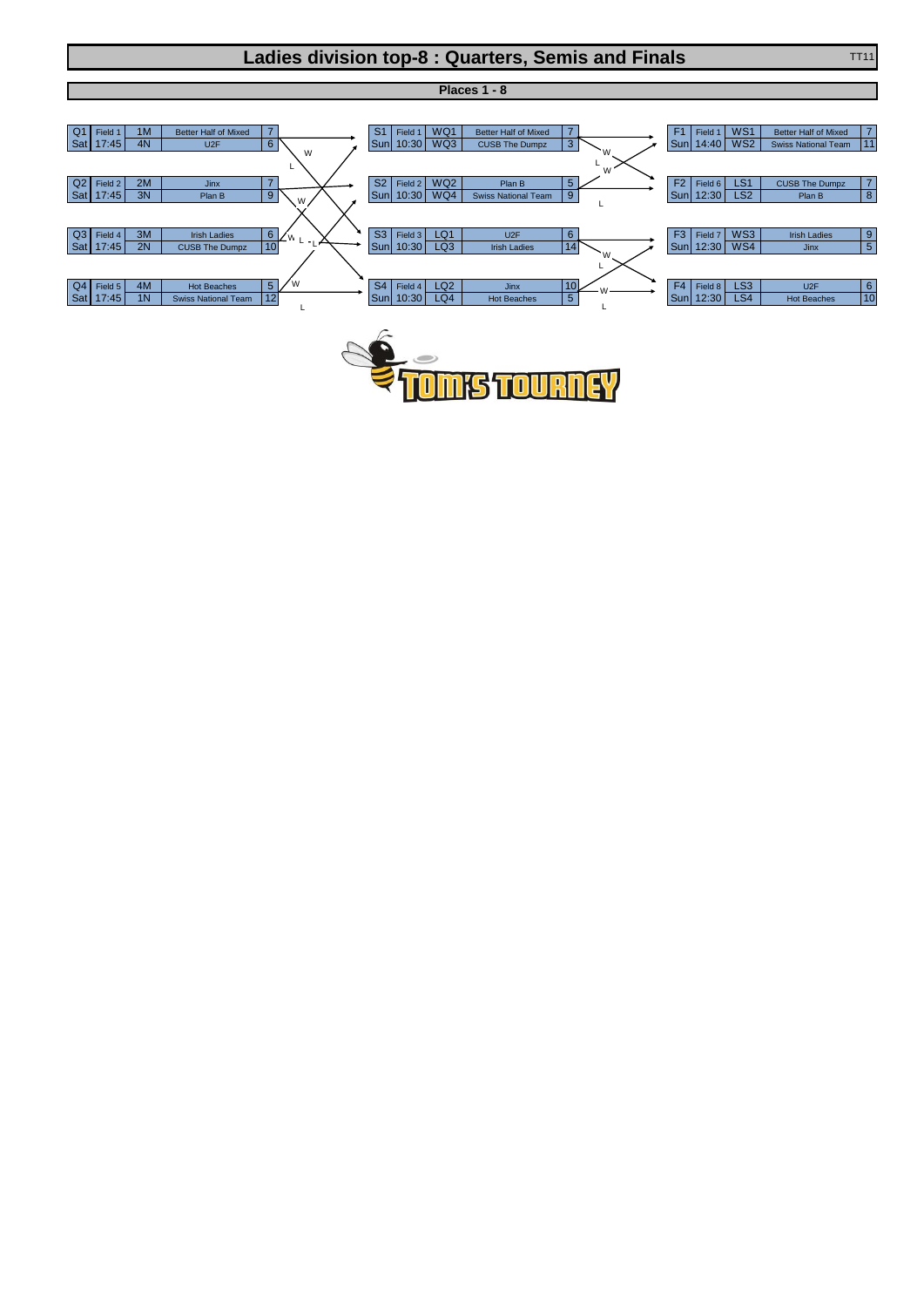# Ladies division top-8 : Quarters, Semis and Finals

## Places 1 - 8

| Game | Field | Slot | Team | Score |
|---|---|---|---|---|
| Q1 | Field 1 | 1M | Better Half of Mixed | 7 |
| Sat | 17:45 | 4N | U2F | 6 |
| Q2 | Field 2 | 2M | Jinx | 7 |
| Sat | 17:45 | 3N | Plan B | 9 |
| Q3 | Field 4 | 3M | Irish Ladies | 6 |
| Sat | 17:45 | 2N | CUSB The Dumpz | 10 |
| Q4 | Field 5 | 4M | Hot Beaches | 5 |
| Sat | 17:45 | 1N | Swiss National Team | 12 |

| Game | Field | Slot | Team | Score |
|---|---|---|---|---|
| S1 | Field 1 | WQ1 | Better Half of Mixed | 7 |
| Sun | 10:30 | WQ3 | CUSB The Dumpz | 3 |
| S2 | Field 2 | WQ2 | Plan B | 5 |
| Sun | 10:30 | WQ4 | Swiss National Team | 9 |
| S3 | Field 3 | LQ1 | U2F | 6 |
| Sun | 10:30 | LQ3 | Irish Ladies | 14 |
| S4 | Field 4 | LQ2 | Jinx | 10 |
| Sun | 10:30 | LQ4 | Hot Beaches | 5 |

| Game | Field | Slot | Team | Score |
|---|---|---|---|---|
| F1 | Field 1 | WS1 | Better Half of Mixed | 7 |
| Sun | 14:40 | WS2 | Swiss National Team | 11 |
| F2 | Field 6 | LS1 | CUSB The Dumpz | 7 |
| Sun | 12:30 | LS2 | Plan B | 8 |
| F3 | Field 7 | WS3 | Irish Ladies | 9 |
| Sun | 12:30 | WS4 | Jinx | 5 |
| F4 | Field 8 | LS3 | U2F | 6 |
| Sun | 12:30 | LS4 | Hot Beaches | 10 |

TOM'S TOURNEY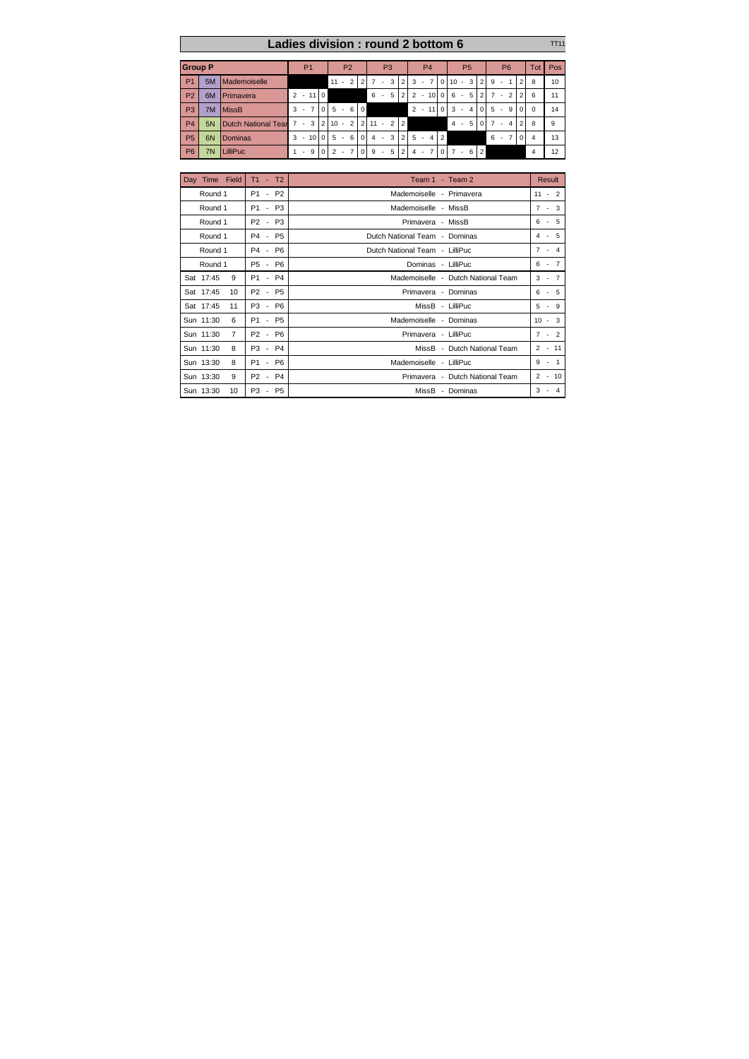# Ladies division : round 2 bottom 6

TT11

| Group P | | | P1 | | P2 | | P3 | | P4 | | P5 | | P6 | | Tot | Pos |
|---|---|---|---|---|---|---|---|---|---|---|---|---|---|---|---|---|
| P1 | 5M | Mademoiselle | | | 11 - 2 | 2 | 7 - 3 | 2 | 3 - 7 | 0 | 10 - 3 | 2 | 9 - 1 | 2 | 8 | 10 |
| P2 | 6M | Primavera | 2 - 11 | 0 | | | 6 - 5 | 2 | 2 - 10 | 0 | 6 - 5 | 2 | 7 - 2 | 2 | 6 | 11 |
| P3 | 7M | MissB | 3 - 7 | 0 | 5 - 6 | 0 | | | 2 - 11 | 0 | 3 - 4 | 0 | 5 - 9 | 0 | 0 | 14 |
| P4 | 5N | Dutch National Tear | 7 - 3 | 2 | 10 - 2 | 2 | 11 - 2 | 2 | | | 4 - 5 | 0 | 7 - 4 | 2 | 8 | 9 |
| P5 | 6N | Dominas | 3 - 10 | 0 | 5 - 6 | 0 | 4 - 3 | 2 | 5 - 4 | 2 | | | 6 - 7 | 0 | 4 | 13 |
| P6 | 7N | LilliPuc | 1 - 9 | 0 | 2 - 7 | 0 | 9 - 5 | 2 | 4 - 7 | 0 | 7 - 6 | 2 | | | 4 | 12 |

| Day | Time | Field | T1 - T2 | Team 1 - Team 2 | Result |
|---|---|---|---|---|---|
| Round 1 | | | P1 - P2 | Mademoiselle - Primavera | 11 - 2 |
| Round 1 | | | P1 - P3 | Mademoiselle - MissB | 7 - 3 |
| Round 1 | | | P2 - P3 | Primavera - MissB | 6 - 5 |
| Round 1 | | | P4 - P5 | Dutch National Team - Dominas | 4 - 5 |
| Round 1 | | | P4 - P6 | Dutch National Team - LilliPuc | 7 - 4 |
| Round 1 | | | P5 - P6 | Dominas - LilliPuc | 6 - 7 |
| Sat | 17:45 | 9 | P1 - P4 | Mademoiselle - Dutch National Team | 3 - 7 |
| Sat | 17:45 | 10 | P2 - P5 | Primavera - Dominas | 6 - 5 |
| Sat | 17:45 | 11 | P3 - P6 | MissB - LilliPuc | 5 - 9 |
| Sun | 11:30 | 6 | P1 - P5 | Mademoiselle - Dominas | 10 - 3 |
| Sun | 11:30 | 7 | P2 - P6 | Primavera - LilliPuc | 7 - 2 |
| Sun | 11:30 | 8 | P3 - P4 | MissB - Dutch National Team | 2 - 11 |
| Sun | 13:30 | 8 | P1 - P6 | Mademoiselle - LilliPuc | 9 - 1 |
| Sun | 13:30 | 9 | P2 - P4 | Primavera - Dutch National Team | 2 - 10 |
| Sun | 13:30 | 10 | P3 - P5 | MissB - Dominas | 3 - 4 |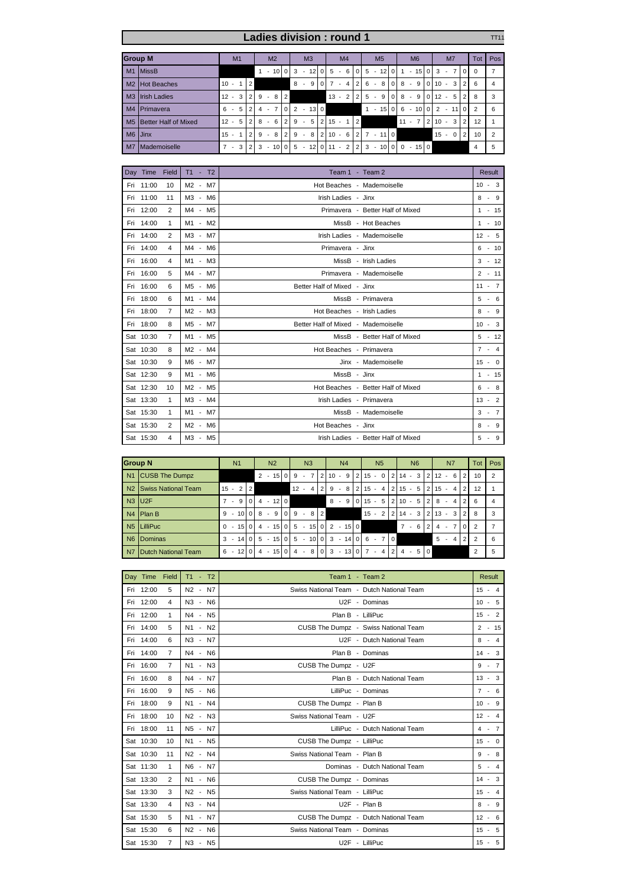# Ladies division : round 1

TT11

| Group M | | M1 | M2 | M3 | M4 | M5 | M6 | M7 | Tot | Pos |
|---|---|---|---|---|---|---|---|---|---|---|
| M1 | MissB | | 1 - 10 \| 0 | 3 - 12 \| 0 | 5 - 6 \| 0 | 5 - 12 \| 0 | 1 - 15 \| 0 | 3 - 7 \| 0 | 0 | 7 |
| M2 | Hot Beaches | 10 - 1 \| 2 | | 8 - 9 \| 0 | 7 - 4 \| 2 | 6 - 8 \| 0 | 8 - 9 \| 0 | 10 - 3 \| 2 | 6 | 4 |
| M3 | Irish Ladies | 12 - 3 \| 2 | 9 - 8 \| 2 | | 13 - 2 \| 2 | 5 - 9 \| 0 | 8 - 9 \| 0 | 12 - 5 \| 2 | 8 | 3 |
| M4 | Primavera | 6 - 5 \| 2 | 4 - 7 \| 0 | 2 - 13 \| 0 | | 1 - 15 \| 0 | 6 - 10 \| 0 | 2 - 11 \| 0 | 2 | 6 |
| M5 | Better Half of Mixed | 12 - 5 \| 2 | 8 - 6 \| 2 | 9 - 5 \| 2 | 15 - 1 \| 2 | | 11 - 7 \| 2 | 10 - 3 \| 2 | 12 | 1 |
| M6 | Jinx | 15 - 1 \| 2 | 9 - 8 \| 2 | 9 - 8 \| 2 | 10 - 6 \| 2 | 7 - 11 \| 0 | | 15 - 0 \| 2 | 10 | 2 |
| M7 | Mademoiselle | 7 - 3 \| 2 | 3 - 10 \| 0 | 5 - 12 \| 0 | 11 - 2 \| 2 | 3 - 10 \| 0 | 0 - 15 \| 0 | | 4 | 5 |

| Day | Time | Field | T1 - T2 | Team 1 - Team 2 | Result |
|---|---|---|---|---|---|
| Fri | 11:00 | 10 | M2 - M7 | Hot Beaches - Mademoiselle | 10 - 3 |
| Fri | 11:00 | 11 | M3 - M6 | Irish Ladies - Jinx | 8 - 9 |
| Fri | 12:00 | 2 | M4 - M5 | Primavera - Better Half of Mixed | 1 - 15 |
| Fri | 14:00 | 1 | M1 - M2 | MissB - Hot Beaches | 1 - 10 |
| Fri | 14:00 | 2 | M3 - M7 | Irish Ladies - Mademoiselle | 12 - 5 |
| Fri | 14:00 | 4 | M4 - M6 | Primavera - Jinx | 6 - 10 |
| Fri | 16:00 | 4 | M1 - M3 | MissB - Irish Ladies | 3 - 12 |
| Fri | 16:00 | 5 | M4 - M7 | Primavera - Mademoiselle | 2 - 11 |
| Fri | 16:00 | 6 | M5 - M6 | Better Half of Mixed - Jinx | 11 - 7 |
| Fri | 18:00 | 6 | M1 - M4 | MissB - Primavera | 5 - 6 |
| Fri | 18:00 | 7 | M2 - M3 | Hot Beaches - Irish Ladies | 8 - 9 |
| Fri | 18:00 | 8 | M5 - M7 | Better Half of Mixed - Mademoiselle | 10 - 3 |
| Sat | 10:30 | 7 | M1 - M5 | MissB - Better Half of Mixed | 5 - 12 |
| Sat | 10:30 | 8 | M2 - M4 | Hot Beaches - Primavera | 7 - 4 |
| Sat | 10:30 | 9 | M6 - M7 | Jinx - Mademoiselle | 15 - 0 |
| Sat | 12:30 | 9 | M1 - M6 | MissB - Jinx | 1 - 15 |
| Sat | 12:30 | 10 | M2 - M5 | Hot Beaches - Better Half of Mixed | 6 - 8 |
| Sat | 13:30 | 1 | M3 - M4 | Irish Ladies - Primavera | 13 - 2 |
| Sat | 15:30 | 1 | M1 - M7 | MissB - Mademoiselle | 3 - 7 |
| Sat | 15:30 | 2 | M2 - M6 | Hot Beaches - Jinx | 8 - 9 |
| Sat | 15:30 | 4 | M3 - M5 | Irish Ladies - Better Half of Mixed | 5 - 9 |

| Group N | | N1 | N2 | N3 | N4 | N5 | N6 | N7 | Tot | Pos |
|---|---|---|---|---|---|---|---|---|---|---|
| N1 | CUSB The Dumpz | | 2 - 15 \| 0 | 9 - 7 \| 2 | 10 - 9 \| 2 | 15 - 0 \| 2 | 14 - 3 \| 2 | 12 - 6 \| 2 | 10 | 2 |
| N2 | Swiss National Team | 15 - 2 \| 2 | | 12 - 4 \| 2 | 9 - 8 \| 2 | 15 - 4 \| 2 | 15 - 5 \| 2 | 15 - 4 \| 2 | 12 | 1 |
| N3 | U2F | 7 - 9 \| 0 | 4 - 12 \| 0 | | 8 - 9 \| 0 | 15 - 5 \| 2 | 10 - 5 \| 2 | 8 - 4 \| 2 | 6 | 4 |
| N4 | Plan B | 9 - 10 \| 0 | 8 - 9 \| 0 | 9 - 8 \| 2 | | 15 - 2 \| 2 | 14 - 3 \| 2 | 13 - 3 \| 2 | 8 | 3 |
| N5 | LilliPuc | 0 - 15 \| 0 | 4 - 15 \| 0 | 5 - 15 \| 0 | 2 - 15 \| 0 | | 7 - 6 \| 2 | 4 - 7 \| 0 | 2 | 7 |
| N6 | Dominas | 3 - 14 \| 0 | 5 - 15 \| 0 | 5 - 10 \| 0 | 3 - 14 \| 0 | 6 - 7 \| 0 | | 5 - 4 \| 2 | 2 | 6 |
| N7 | Dutch National Team | 6 - 12 \| 0 | 4 - 15 \| 0 | 4 - 8 \| 0 | 3 - 13 \| 0 | 7 - 4 \| 2 | 4 - 5 \| 0 | | 2 | 5 |

| Day | Time | Field | T1 - T2 | Team 1 - Team 2 | Result |
|---|---|---|---|---|---|
| Fri | 12:00 | 5 | N2 - N7 | Swiss National Team - Dutch National Team | 15 - 4 |
| Fri | 12:00 | 4 | N3 - N6 | U2F - Dominas | 10 - 5 |
| Fri | 12:00 | 1 | N4 - N5 | Plan B - LilliPuc | 15 - 2 |
| Fri | 14:00 | 5 | N1 - N2 | CUSB The Dumpz - Swiss National Team | 2 - 15 |
| Fri | 14:00 | 6 | N3 - N7 | U2F - Dutch National Team | 8 - 4 |
| Fri | 14:00 | 7 | N4 - N6 | Plan B - Dominas | 14 - 3 |
| Fri | 16:00 | 7 | N1 - N3 | CUSB The Dumpz - U2F | 9 - 7 |
| Fri | 16:00 | 8 | N4 - N7 | Plan B - Dutch National Team | 13 - 3 |
| Fri | 16:00 | 9 | N5 - N6 | LilliPuc - Dominas | 7 - 6 |
| Fri | 18:00 | 9 | N1 - N4 | CUSB The Dumpz - Plan B | 10 - 9 |
| Fri | 18:00 | 10 | N2 - N3 | Swiss National Team - U2F | 12 - 4 |
| Fri | 18:00 | 11 | N5 - N7 | LilliPuc - Dutch National Team | 4 - 7 |
| Sat | 10:30 | 10 | N1 - N5 | CUSB The Dumpz - LilliPuc | 15 - 0 |
| Sat | 10:30 | 11 | N2 - N4 | Swiss National Team - Plan B | 9 - 8 |
| Sat | 11:30 | 1 | N6 - N7 | Dominas - Dutch National Team | 5 - 4 |
| Sat | 13:30 | 2 | N1 - N6 | CUSB The Dumpz - Dominas | 14 - 3 |
| Sat | 13:30 | 3 | N2 - N5 | Swiss National Team - LilliPuc | 15 - 4 |
| Sat | 13:30 | 4 | N3 - N4 | U2F - Plan B | 8 - 9 |
| Sat | 15:30 | 5 | N1 - N7 | CUSB The Dumpz - Dutch National Team | 12 - 6 |
| Sat | 15:30 | 6 | N2 - N6 | Swiss National Team - Dominas | 15 - 5 |
| Sat | 15:30 | 7 | N3 - N5 | U2F - LilliPuc | 15 - 5 |